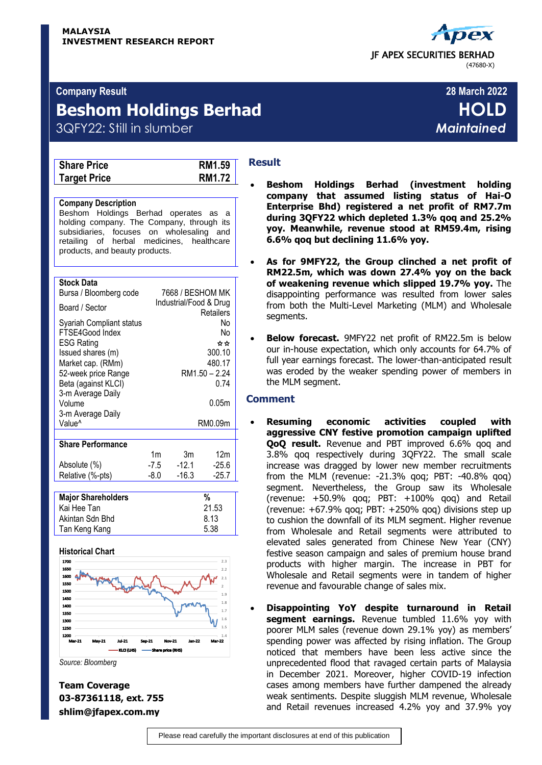**MALAYSIA**
**INVESTMENT RESEARCH REPORT**

JF APEX SECURITIES BERHAD
(47680-X)

**Company Result** — **28 March 2022**

# Beshom Holdings Berhad

## HOLD

*Maintained*

3QFY22: Still in slumber

| Share Price | RM1.59 |
|---|---|
| Target Price | RM1.72 |

**Company Description**

Beshom Holdings Berhad operates as a holding company. The Company, through its subsidiaries, focuses on wholesaling and retailing of herbal medicines, healthcare products, and beauty products.

| Stock Data | |
|---|---|
| Bursa / Bloomberg code | 7668 / BESHOM MK |
| Board / Sector | Industrial/Food & Drug Retailers |
| Syariah Compliant status | No |
| FTSE4Good Index | No |
| ESG Rating | ☆☆ |
| Issued shares (m) | 300.10 |
| Market cap. (RMm) | 480.17 |
| 52-week price Range | RM1.50 – 2.24 |
| Beta (against KLCI) | 0.74 |
| 3-m Average Daily Volume | 0.05m |
| 3-m Average Daily Value^ | RM0.09m |

| Share Performance | 1m | 3m | 12m |
|---|---|---|---|
| Absolute (%) | -7.5 | -12.1 | -25.6 |
| Relative (%-pts) | -8.0 | -16.3 | -25.7 |

| Major Shareholders | % |
|---|---|
| Kai Hee Tan | 21.53 |
| Akintan Sdn Bhd | 8.13 |
| Tan Keng Kang | 5.38 |

**Historical Chart**

Source: Bloomberg

**Team Coverage**
**03-87361118, ext. 755**
**shlim@jfapex.com.my**

## Result

- **Beshom Holdings Berhad (investment holding company that assumed listing status of Hai-O Enterprise Bhd) registered a net profit of RM7.7m during 3QFY22 which depleted 1.3% qoq and 25.2% yoy. Meanwhile, revenue stood at RM59.4m, rising 6.6% qoq but declining 11.6% yoy.**

- **As for 9MFY22, the Group clinched a net profit of RM22.5m, which was down 27.4% yoy on the back of weakening revenue which slipped 19.7% yoy.** The disappointing performance was resulted from lower sales from both the Multi-Level Marketing (MLM) and Wholesale segments.

- **Below forecast.** 9MFY22 net profit of RM22.5m is below our in-house expectation, which only accounts for 64.7% of full year earnings forecast. The lower-than-anticipated result was eroded by the weaker spending power of members in the MLM segment.

## Comment

- **Resuming economic activities coupled with aggressive CNY festive promotion campaign uplifted QoQ result.** Revenue and PBT improved 6.6% qoq and 3.8% qoq respectively during 3QFY22. The small scale increase was dragged by lower new member recruitments from the MLM (revenue: -21.3% qoq; PBT: -40.8% qoq) segment. Nevertheless, the Group saw its Wholesale (revenue: +50.9% qoq; PBT: +100% qoq) and Retail (revenue: +67.9% qoq; PBT: +250% qoq) divisions step up to cushion the downfall of its MLM segment. Higher revenue from Wholesale and Retail segments were attributed to elevated sales generated from Chinese New Year (CNY) festive season campaign and sales of premium house brand products with higher margin. The increase in PBT for Wholesale and Retail segments were in tandem of higher revenue and favourable change of sales mix.

- **Disappointing YoY despite turnaround in Retail segment earnings.** Revenue tumbled 11.6% yoy with poorer MLM sales (revenue down 29.1% yoy) as members' spending power was affected by rising inflation. The Group noticed that members have been less active since the unprecedented flood that ravaged certain parts of Malaysia in December 2021. Moreover, higher COVID-19 infection cases among members have further dampened the already weak sentiments. Despite sluggish MLM revenue, Wholesale and Retail revenues increased 4.2% yoy and 37.9% yoy

Please read carefully the important disclosures at end of this publication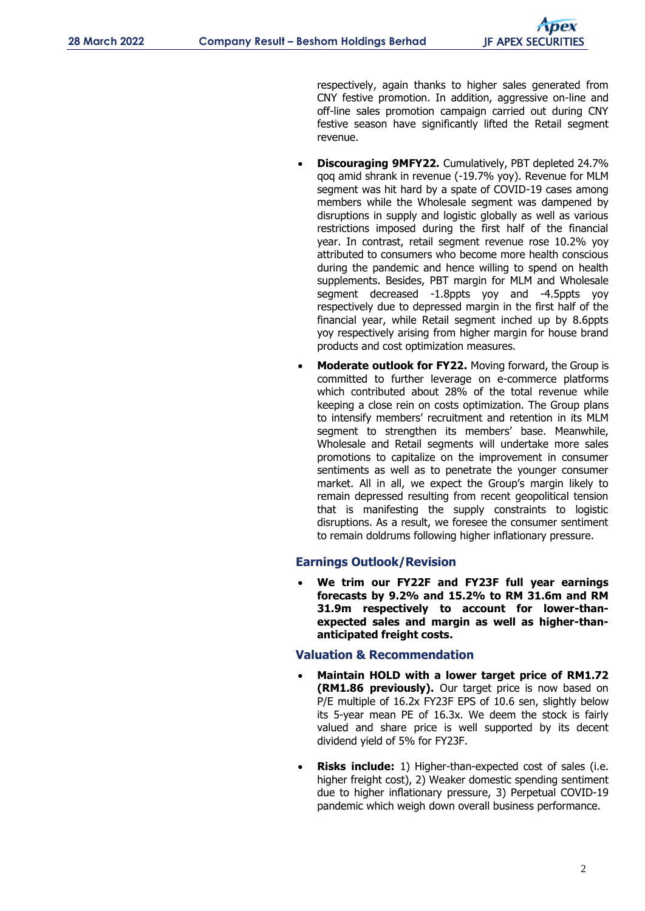respectively, again thanks to higher sales generated from CNY festive promotion. In addition, aggressive on-line and off-line sales promotion campaign carried out during CNY festive season have significantly lifted the Retail segment revenue.

- **Discouraging 9MFY22.** Cumulatively, PBT depleted 24.7% qoq amid shrank in revenue (-19.7% yoy). Revenue for MLM segment was hit hard by a spate of COVID-19 cases among members while the Wholesale segment was dampened by disruptions in supply and logistic globally as well as various restrictions imposed during the first half of the financial year. In contrast, retail segment revenue rose 10.2% yoy attributed to consumers who become more health conscious during the pandemic and hence willing to spend on health supplements. Besides, PBT margin for MLM and Wholesale segment decreased -1.8ppts yoy and -4.5ppts yoy respectively due to depressed margin in the first half of the financial year, while Retail segment inched up by 8.6ppts yoy respectively arising from higher margin for house brand products and cost optimization measures.

- **Moderate outlook for FY22.** Moving forward, the Group is committed to further leverage on e-commerce platforms which contributed about 28% of the total revenue while keeping a close rein on costs optimization. The Group plans to intensify members' recruitment and retention in its MLM segment to strengthen its members' base. Meanwhile, Wholesale and Retail segments will undertake more sales promotions to capitalize on the improvement in consumer sentiments as well as to penetrate the younger consumer market. All in all, we expect the Group's margin likely to remain depressed resulting from recent geopolitical tension that is manifesting the supply constraints to logistic disruptions. As a result, we foresee the consumer sentiment to remain doldrums following higher inflationary pressure.

## Earnings Outlook/Revision

- **We trim our FY22F and FY23F full year earnings forecasts by 9.2% and 15.2% to RM 31.6m and RM 31.9m respectively to account for lower-than-expected sales and margin as well as higher-than-anticipated freight costs.**

## Valuation & Recommendation

- **Maintain HOLD with a lower target price of RM1.72 (RM1.86 previously).** Our target price is now based on P/E multiple of 16.2x FY23F EPS of 10.6 sen, slightly below its 5-year mean PE of 16.3x. We deem the stock is fairly valued and share price is well supported by its decent dividend yield of 5% for FY23F.

- **Risks include:** 1) Higher-than-expected cost of sales (i.e. higher freight cost), 2) Weaker domestic spending sentiment due to higher inflationary pressure, 3) Perpetual COVID-19 pandemic which weigh down overall business performance.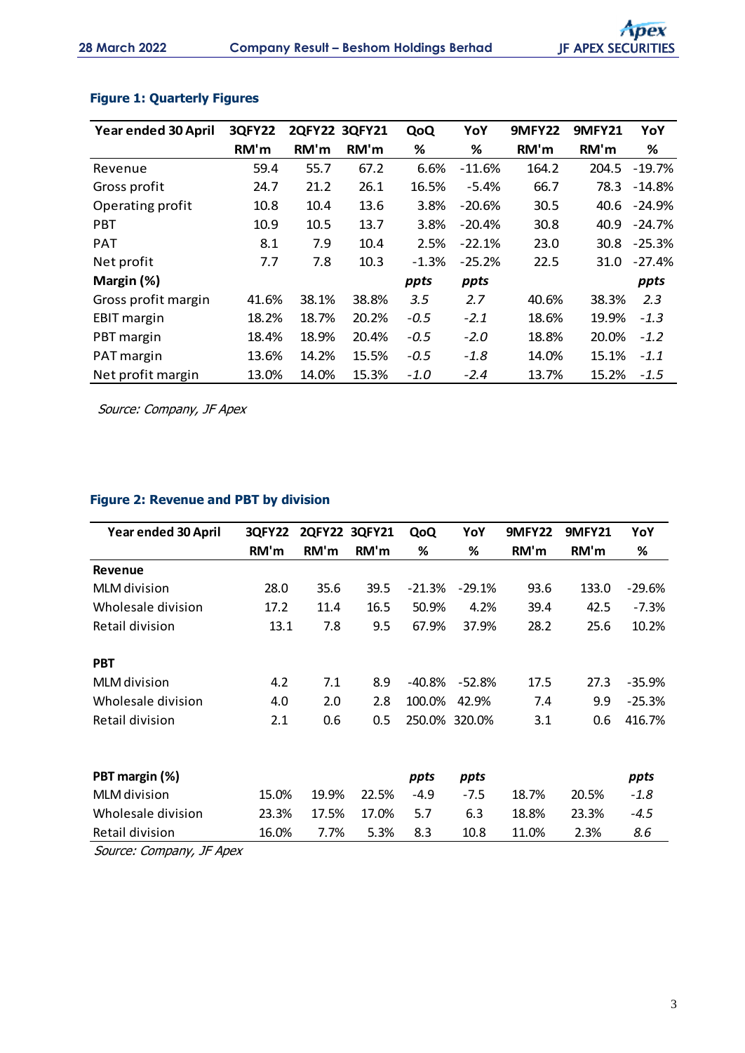**Figure 1: Quarterly Figures**

| Year ended 30 April | 3QFY22 | 2QFY22 | 3QFY21 | QoQ | YoY | 9MFY22 | 9MFY21 | YoY |
|---|---|---|---|---|---|---|---|---|
| | RM'm | RM'm | RM'm | % | % | RM'm | RM'm | % |
| Revenue | 59.4 | 55.7 | 67.2 | 6.6% | -11.6% | 164.2 | 204.5 | -19.7% |
| Gross profit | 24.7 | 21.2 | 26.1 | 16.5% | -5.4% | 66.7 | 78.3 | -14.8% |
| Operating profit | 10.8 | 10.4 | 13.6 | 3.8% | -20.6% | 30.5 | 40.6 | -24.9% |
| PBT | 10.9 | 10.5 | 13.7 | 3.8% | -20.4% | 30.8 | 40.9 | -24.7% |
| PAT | 8.1 | 7.9 | 10.4 | 2.5% | -22.1% | 23.0 | 30.8 | -25.3% |
| Net profit | 7.7 | 7.8 | 10.3 | -1.3% | -25.2% | 22.5 | 31.0 | -27.4% |
| **Margin (%)** | | | | *ppts* | *ppts* | | | *ppts* |
| Gross profit margin | 41.6% | 38.1% | 38.8% | *3.5* | *2.7* | 40.6% | 38.3% | *2.3* |
| EBIT margin | 18.2% | 18.7% | 20.2% | *-0.5* | *-2.1* | 18.6% | 19.9% | *-1.3* |
| PBT margin | 18.4% | 18.9% | 20.4% | *-0.5* | *-2.0* | 18.8% | 20.0% | *-1.2* |
| PAT margin | 13.6% | 14.2% | 15.5% | *-0.5* | *-1.8* | 14.0% | 15.1% | *-1.1* |
| Net profit margin | 13.0% | 14.0% | 15.3% | *-1.0* | *-2.4* | 13.7% | 15.2% | *-1.5* |

*Source: Company, JF Apex*

**Figure 2: Revenue and PBT by division**

| Year ended 30 April | 3QFY22 | 2QFY22 | 3QFY21 | QoQ | YoY | 9MFY22 | 9MFY21 | YoY |
|---|---|---|---|---|---|---|---|---|
| | RM'm | RM'm | RM'm | % | % | RM'm | RM'm | % |
| **Revenue** | | | | | | | | |
| MLM division | 28.0 | 35.6 | 39.5 | -21.3% | -29.1% | 93.6 | 133.0 | -29.6% |
| Wholesale division | 17.2 | 11.4 | 16.5 | 50.9% | 4.2% | 39.4 | 42.5 | -7.3% |
| Retail division | 13.1 | 7.8 | 9.5 | 67.9% | 37.9% | 28.2 | 25.6 | 10.2% |
| | | | | | | | | |
| **PBT** | | | | | | | | |
| MLM division | 4.2 | 7.1 | 8.9 | -40.8% | -52.8% | 17.5 | 27.3 | -35.9% |
| Wholesale division | 4.0 | 2.0 | 2.8 | 100.0% | 42.9% | 7.4 | 9.9 | -25.3% |
| Retail division | 2.1 | 0.6 | 0.5 | 250.0% | 320.0% | 3.1 | 0.6 | 416.7% |
| | | | | | | | | |
| **PBT margin (%)** | | | | *ppts* | *ppts* | | | *ppts* |
| MLM division | 15.0% | 19.9% | 22.5% | -4.9 | -7.5 | 18.7% | 20.5% | *-1.8* |
| Wholesale division | 23.3% | 17.5% | 17.0% | 5.7 | 6.3 | 18.8% | 23.3% | *-4.5* |
| Retail division | 16.0% | 7.7% | 5.3% | 8.3 | 10.8 | 11.0% | 2.3% | *8.6* |

*Source: Company, JF Apex*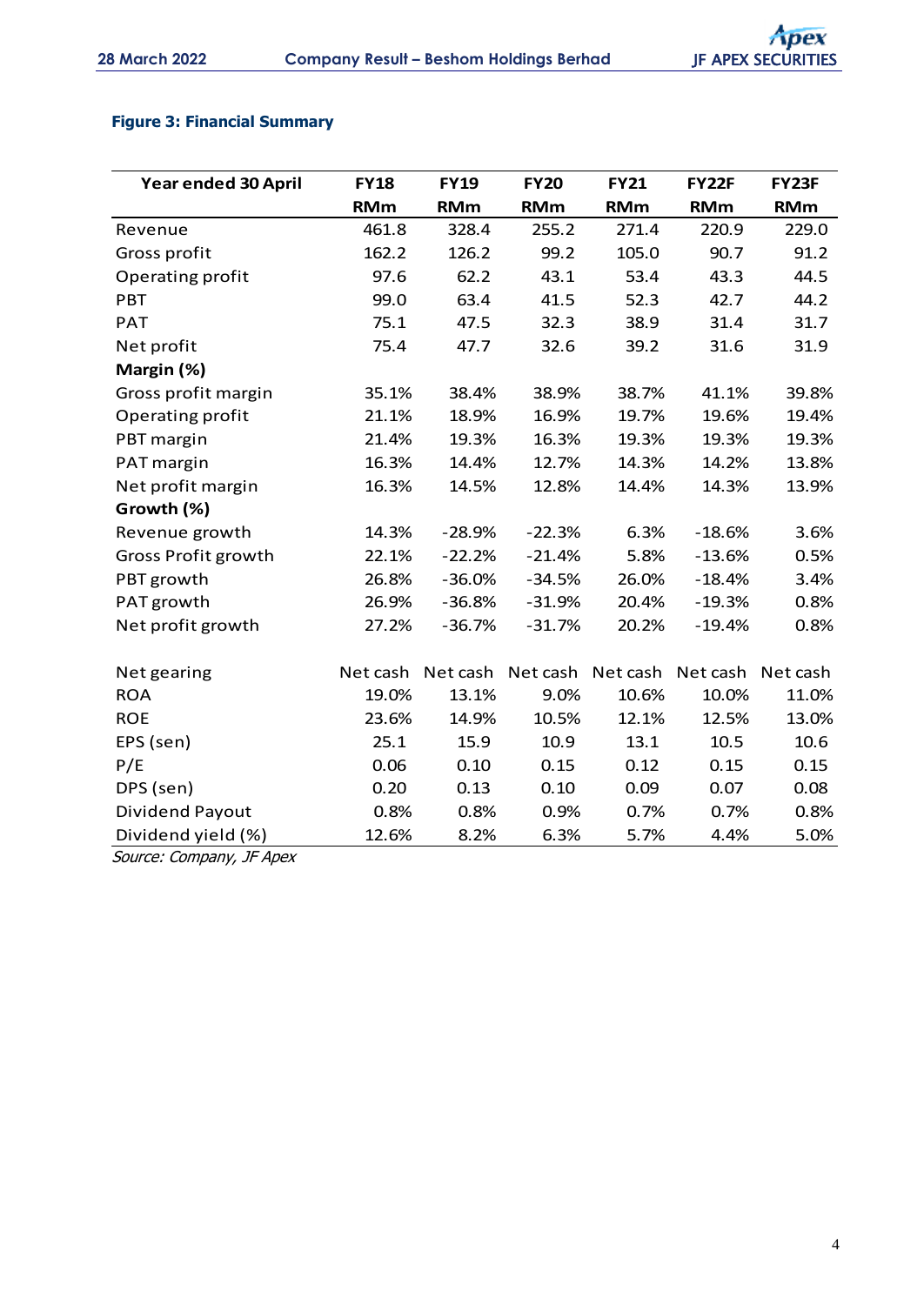**Figure 3: Financial Summary**

| Year ended 30 April | FY18 | FY19 | FY20 | FY21 | FY22F | FY23F |
|---|---|---|---|---|---|---|
| | RMm | RMm | RMm | RMm | RMm | RMm |
| Revenue | 461.8 | 328.4 | 255.2 | 271.4 | 220.9 | 229.0 |
| Gross profit | 162.2 | 126.2 | 99.2 | 105.0 | 90.7 | 91.2 |
| Operating profit | 97.6 | 62.2 | 43.1 | 53.4 | 43.3 | 44.5 |
| PBT | 99.0 | 63.4 | 41.5 | 52.3 | 42.7 | 44.2 |
| PAT | 75.1 | 47.5 | 32.3 | 38.9 | 31.4 | 31.7 |
| Net profit | 75.4 | 47.7 | 32.6 | 39.2 | 31.6 | 31.9 |
| **Margin (%)** | | | | | | |
| Gross profit margin | 35.1% | 38.4% | 38.9% | 38.7% | 41.1% | 39.8% |
| Operating profit | 21.1% | 18.9% | 16.9% | 19.7% | 19.6% | 19.4% |
| PBT margin | 21.4% | 19.3% | 16.3% | 19.3% | 19.3% | 19.3% |
| PAT margin | 16.3% | 14.4% | 12.7% | 14.3% | 14.2% | 13.8% |
| Net profit margin | 16.3% | 14.5% | 12.8% | 14.4% | 14.3% | 13.9% |
| **Growth (%)** | | | | | | |
| Revenue growth | 14.3% | -28.9% | -22.3% | 6.3% | -18.6% | 3.6% |
| Gross Profit growth | 22.1% | -22.2% | -21.4% | 5.8% | -13.6% | 0.5% |
| PBT growth | 26.8% | -36.0% | -34.5% | 26.0% | -18.4% | 3.4% |
| PAT growth | 26.9% | -36.8% | -31.9% | 20.4% | -19.3% | 0.8% |
| Net profit growth | 27.2% | -36.7% | -31.7% | 20.2% | -19.4% | 0.8% |
| | | | | | | |
| Net gearing | Net cash | Net cash | Net cash | Net cash | Net cash | Net cash |
| ROA | 19.0% | 13.1% | 9.0% | 10.6% | 10.0% | 11.0% |
| ROE | 23.6% | 14.9% | 10.5% | 12.1% | 12.5% | 13.0% |
| EPS (sen) | 25.1 | 15.9 | 10.9 | 13.1 | 10.5 | 10.6 |
| P/E | 0.06 | 0.10 | 0.15 | 0.12 | 0.15 | 0.15 |
| DPS (sen) | 0.20 | 0.13 | 0.10 | 0.09 | 0.07 | 0.08 |
| Dividend Payout | 0.8% | 0.8% | 0.9% | 0.7% | 0.7% | 0.8% |
| Dividend yield (%) | 12.6% | 8.2% | 6.3% | 5.7% | 4.4% | 5.0% |

*Source: Company, JF Apex*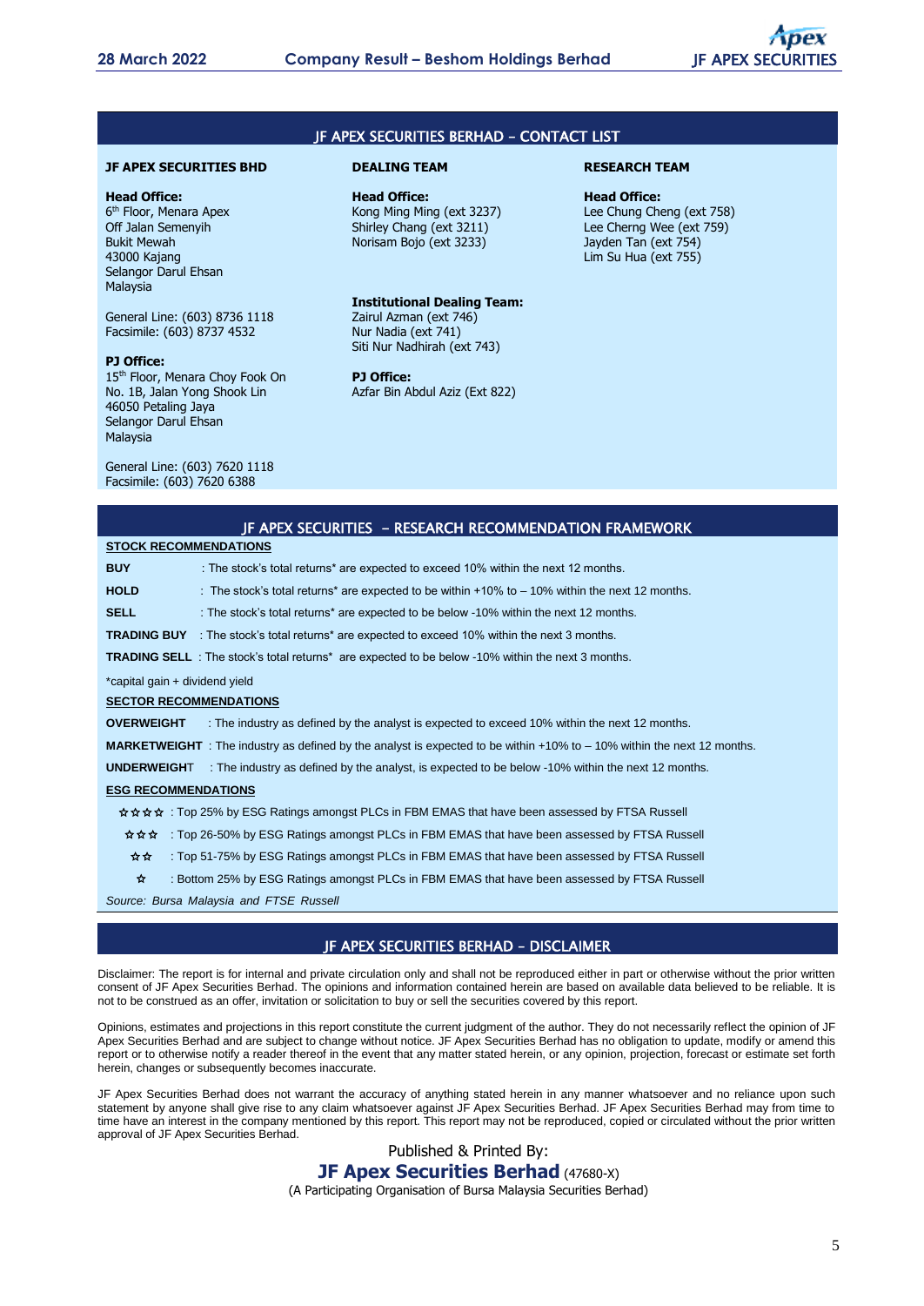## JF APEX SECURITIES BERHAD – CONTACT LIST

**JF APEX SECURITIES BHD**

**Head Office:**
6th Floor, Menara Apex
Off Jalan Semenyih
Bukit Mewah
43000 Kajang
Selangor Darul Ehsan
Malaysia

General Line: (603) 8736 1118
Facsimile: (603) 8737 4532

**PJ Office:**
15th Floor, Menara Choy Fook On
No. 1B, Jalan Yong Shook Lin
46050 Petaling Jaya
Selangor Darul Ehsan
Malaysia

General Line: (603) 7620 1118
Facsimile: (603) 7620 6388

**DEALING TEAM**

**Head Office:**
Kong Ming Ming (ext 3237)
Shirley Chang (ext 3211)
Norisam Bojo (ext 3233)

**Institutional Dealing Team:**
Zairul Azman (ext 746)
Nur Nadia (ext 741)
Siti Nur Nadhirah (ext 743)

**PJ Office:**
Azfar Bin Abdul Aziz (Ext 822)

**RESEARCH TEAM**

**Head Office:**
Lee Chung Cheng (ext 758)
Lee Cherng Wee (ext 759)
Jayden Tan (ext 754)
Lim Su Hua (ext 755)

## JF APEX SECURITIES – RESEARCH RECOMMENDATION FRAMEWORK

**STOCK RECOMMENDATIONS**

**BUY** : The stock's total returns* are expected to exceed 10% within the next 12 months.

**HOLD** : The stock's total returns* are expected to be within +10% to – 10% within the next 12 months.

**SELL** : The stock's total returns* are expected to be below -10% within the next 12 months.

**TRADING BUY** : The stock's total returns* are expected to exceed 10% within the next 3 months.

**TRADING SELL** : The stock's total returns* are expected to be below -10% within the next 3 months.

*capital gain + dividend yield

**SECTOR RECOMMENDATIONS**

**OVERWEIGHT** : The industry as defined by the analyst is expected to exceed 10% within the next 12 months.

**MARKETWEIGHT** : The industry as defined by the analyst is expected to be within +10% to – 10% within the next 12 months.

**UNDERWEIGHT** : The industry as defined by the analyst, is expected to be below -10% within the next 12 months.

**ESG RECOMMENDATIONS**

☆☆☆☆ : Top 25% by ESG Ratings amongst PLCs in FBM EMAS that have been assessed by FTSA Russell

☆☆☆ : Top 26-50% by ESG Ratings amongst PLCs in FBM EMAS that have been assessed by FTSA Russell

☆☆ : Top 51-75% by ESG Ratings amongst PLCs in FBM EMAS that have been assessed by FTSA Russell

☆ : Bottom 25% by ESG Ratings amongst PLCs in FBM EMAS that have been assessed by FTSA Russell

*Source: Bursa Malaysia and FTSE Russell*

## JF APEX SECURITIES BERHAD – DISCLAIMER

Disclaimer: The report is for internal and private circulation only and shall not be reproduced either in part or otherwise without the prior written consent of JF Apex Securities Berhad. The opinions and information contained herein are based on available data believed to be reliable. It is not to be construed as an offer, invitation or solicitation to buy or sell the securities covered by this report.

Opinions, estimates and projections in this report constitute the current judgment of the author. They do not necessarily reflect the opinion of JF Apex Securities Berhad and are subject to change without notice. JF Apex Securities Berhad has no obligation to update, modify or amend this report or to otherwise notify a reader thereof in the event that any matter stated herein, or any opinion, projection, forecast or estimate set forth herein, changes or subsequently becomes inaccurate.

JF Apex Securities Berhad does not warrant the accuracy of anything stated herein in any manner whatsoever and no reliance upon such statement by anyone shall give rise to any claim whatsoever against JF Apex Securities Berhad. JF Apex Securities Berhad may from time to time have an interest in the company mentioned by this report. This report may not be reproduced, copied or circulated without the prior written approval of JF Apex Securities Berhad.

Published & Printed By:

**JF Apex Securities Berhad** (47680-X)

(A Participating Organisation of Bursa Malaysia Securities Berhad)